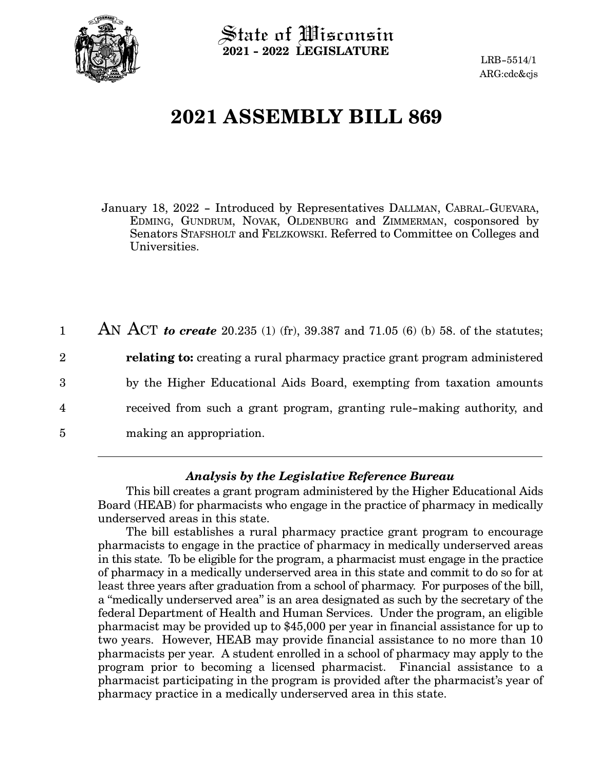State of Wisconsin
**2021 - 2022 LEGISLATURE**

LRB-5514/1
ARG:cdc&cjs

# 2021 ASSEMBLY BILL 869

January 18, 2022 - Introduced by Representatives DALLMAN, CABRAL-GUEVARA, EDMING, GUNDRUM, NOVAK, OLDENBURG and ZIMMERMAN, cosponsored by Senators STAFSHOLT and FELZKOWSKI. Referred to Committee on Colleges and Universities.

AN ACT *to create* 20.235 (1) (fr), 39.387 and 71.05 (6) (b) 58. of the statutes; **relating to:** creating a rural pharmacy practice grant program administered by the Higher Educational Aids Board, exempting from taxation amounts received from such a grant program, granting rule-making authority, and making an appropriation.

### *Analysis by the Legislative Reference Bureau*

This bill creates a grant program administered by the Higher Educational Aids Board (HEAB) for pharmacists who engage in the practice of pharmacy in medically underserved areas in this state.

The bill establishes a rural pharmacy practice grant program to encourage pharmacists to engage in the practice of pharmacy in medically underserved areas in this state. To be eligible for the program, a pharmacist must engage in the practice of pharmacy in a medically underserved area in this state and commit to do so for at least three years after graduation from a school of pharmacy. For purposes of the bill, a "medically underserved area" is an area designated as such by the secretary of the federal Department of Health and Human Services. Under the program, an eligible pharmacist may be provided up to $45,000 per year in financial assistance for up to two years. However, HEAB may provide financial assistance to no more than 10 pharmacists per year. A student enrolled in a school of pharmacy may apply to the program prior to becoming a licensed pharmacist. Financial assistance to a pharmacist participating in the program is provided after the pharmacist's year of pharmacy practice in a medically underserved area in this state.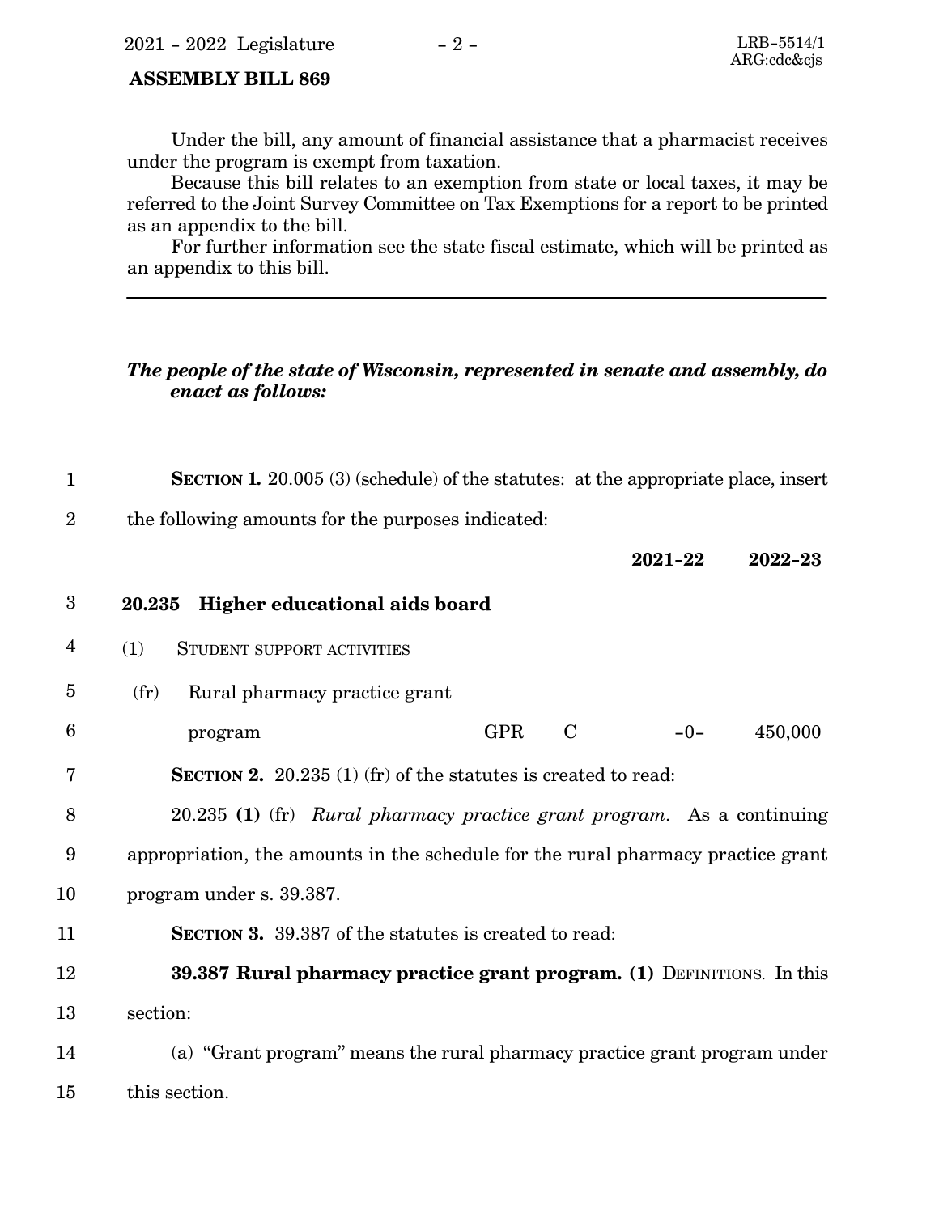Under the bill, any amount of financial assistance that a pharmacist receives under the program is exempt from taxation.

Because this bill relates to an exemption from state or local taxes, it may be referred to the Joint Survey Committee on Tax Exemptions for a report to be printed as an appendix to the bill.

For further information see the state fiscal estimate, which will be printed as an appendix to this bill.

---

***The people of the state of Wisconsin, represented in senate and assembly, do enact as follows:***

**SECTION 1.** 20.005 (3) (schedule) of the statutes: at the appropriate place, insert the following amounts for the purposes indicated:

| | | | 2021-22 | 2022-23 |
|---|---|---|---|---|
| **20.235 Higher educational aids board** | | | | |
| (1) STUDENT SUPPORT ACTIVITIES | | | | |
| (fr) Rural pharmacy practice grant program | GPR | C | -0- | 450,000 |

**SECTION 2.** 20.235 (1) (fr) of the statutes is created to read:

20.235 **(1)** (fr) *Rural pharmacy practice grant program.* As a continuing appropriation, the amounts in the schedule for the rural pharmacy practice grant program under s. 39.387.

**SECTION 3.** 39.387 of the statutes is created to read:

**39.387 Rural pharmacy practice grant program. (1)** DEFINITIONS. In this section:

(a) "Grant program" means the rural pharmacy practice grant program under this section.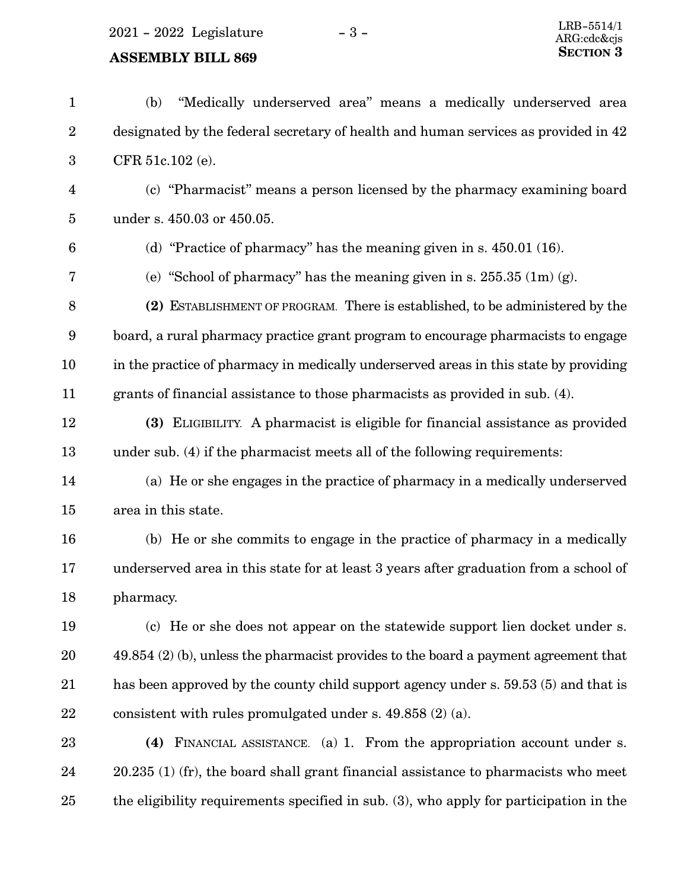(b) "Medically underserved area" means a medically underserved area designated by the federal secretary of health and human services as provided in 42 CFR 51c.102 (e).

(c) "Pharmacist" means a person licensed by the pharmacy examining board under s. 450.03 or 450.05.

(d) "Practice of pharmacy" has the meaning given in s. 450.01 (16).

(e) "School of pharmacy" has the meaning given in s. 255.35 (1m) (g).

**(2)** ESTABLISHMENT OF PROGRAM. There is established, to be administered by the board, a rural pharmacy practice grant program to encourage pharmacists to engage in the practice of pharmacy in medically underserved areas in this state by providing grants of financial assistance to those pharmacists as provided in sub. (4).

**(3)** ELIGIBILITY. A pharmacist is eligible for financial assistance as provided under sub. (4) if the pharmacist meets all of the following requirements:

(a) He or she engages in the practice of pharmacy in a medically underserved area in this state.

(b) He or she commits to engage in the practice of pharmacy in a medically underserved area in this state for at least 3 years after graduation from a school of pharmacy.

(c) He or she does not appear on the statewide support lien docket under s. 49.854 (2) (b), unless the pharmacist provides to the board a payment agreement that has been approved by the county child support agency under s. 59.53 (5) and that is consistent with rules promulgated under s. 49.858 (2) (a).

**(4)** FINANCIAL ASSISTANCE. (a) 1. From the appropriation account under s. 20.235 (1) (fr), the board shall grant financial assistance to pharmacists who meet the eligibility requirements specified in sub. (3), who apply for participation in the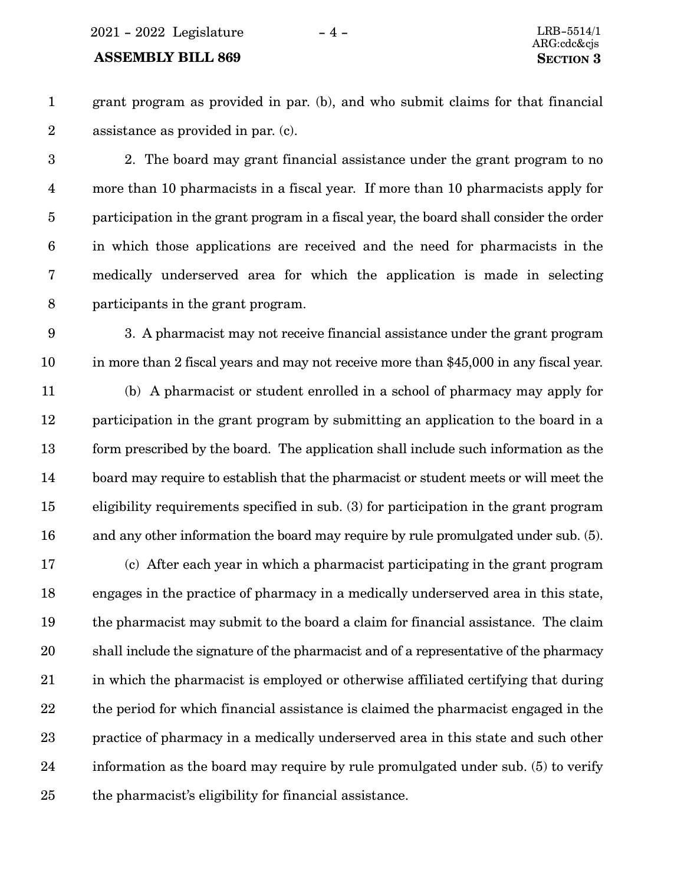grant program as provided in par. (b), and who submit claims for that financial assistance as provided in par. (c).

2. The board may grant financial assistance under the grant program to no more than 10 pharmacists in a fiscal year. If more than 10 pharmacists apply for participation in the grant program in a fiscal year, the board shall consider the order in which those applications are received and the need for pharmacists in the medically underserved area for which the application is made in selecting participants in the grant program.

3. A pharmacist may not receive financial assistance under the grant program in more than 2 fiscal years and may not receive more than $45,000 in any fiscal year.

(b) A pharmacist or student enrolled in a school of pharmacy may apply for participation in the grant program by submitting an application to the board in a form prescribed by the board. The application shall include such information as the board may require to establish that the pharmacist or student meets or will meet the eligibility requirements specified in sub. (3) for participation in the grant program and any other information the board may require by rule promulgated under sub. (5).

(c) After each year in which a pharmacist participating in the grant program engages in the practice of pharmacy in a medically underserved area in this state, the pharmacist may submit to the board a claim for financial assistance. The claim shall include the signature of the pharmacist and of a representative of the pharmacy in which the pharmacist is employed or otherwise affiliated certifying that during the period for which financial assistance is claimed the pharmacist engaged in the practice of pharmacy in a medically underserved area in this state and such other information as the board may require by rule promulgated under sub. (5) to verify the pharmacist's eligibility for financial assistance.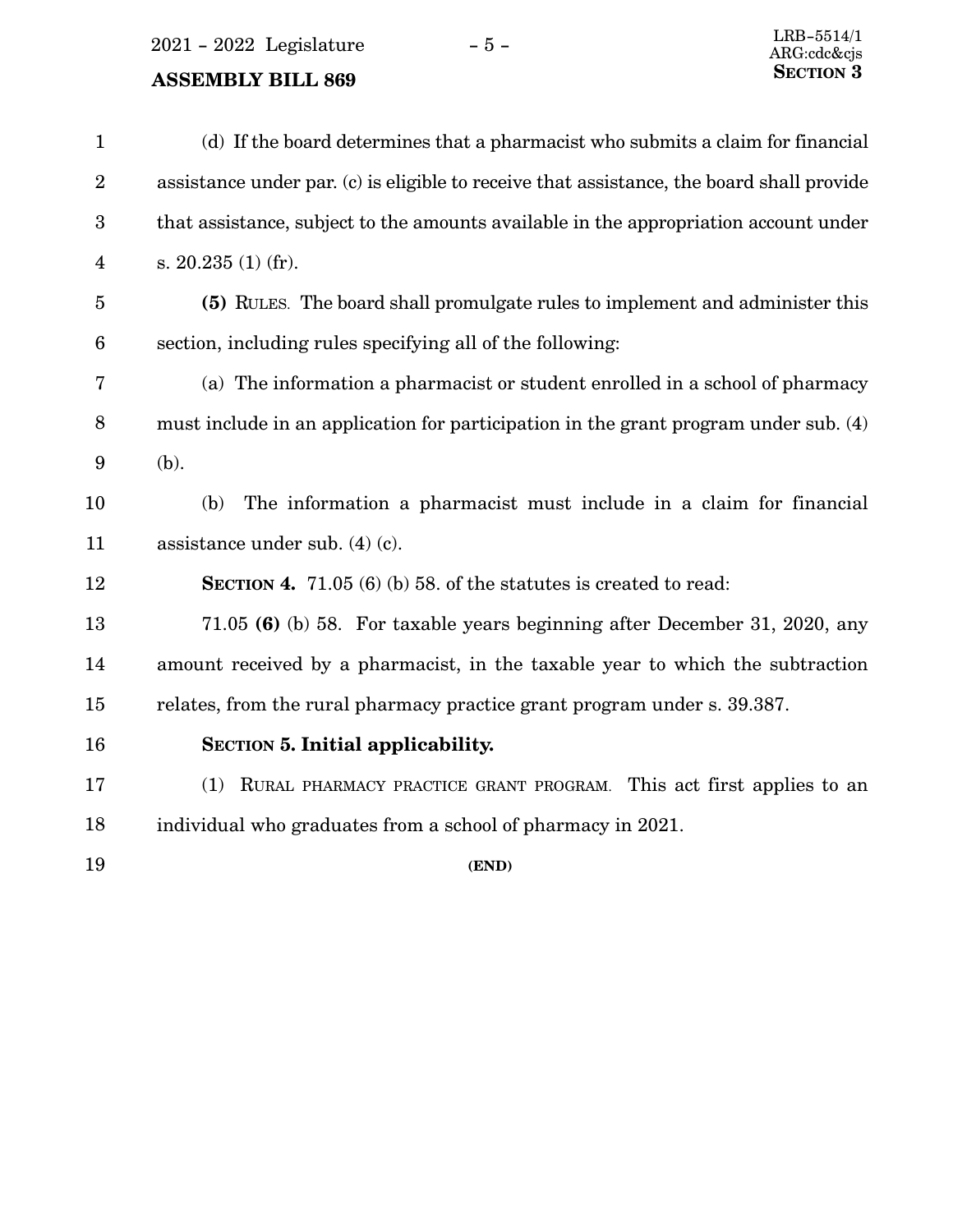(d) If the board determines that a pharmacist who submits a claim for financial assistance under par. (c) is eligible to receive that assistance, the board shall provide that assistance, subject to the amounts available in the appropriation account under s. 20.235 (1) (fr).

**(5)** RULES. The board shall promulgate rules to implement and administer this section, including rules specifying all of the following:

(a) The information a pharmacist or student enrolled in a school of pharmacy must include in an application for participation in the grant program under sub. (4) (b).

(b) The information a pharmacist must include in a claim for financial assistance under sub. (4) (c).

**SECTION 4.** 71.05 (6) (b) 58. of the statutes is created to read:

71.05 **(6)** (b) 58. For taxable years beginning after December 31, 2020, any amount received by a pharmacist, in the taxable year to which the subtraction relates, from the rural pharmacy practice grant program under s. 39.387.

**SECTION 5. Initial applicability.**

(1) RURAL PHARMACY PRACTICE GRANT PROGRAM. This act first applies to an individual who graduates from a school of pharmacy in 2021.

**(END)**